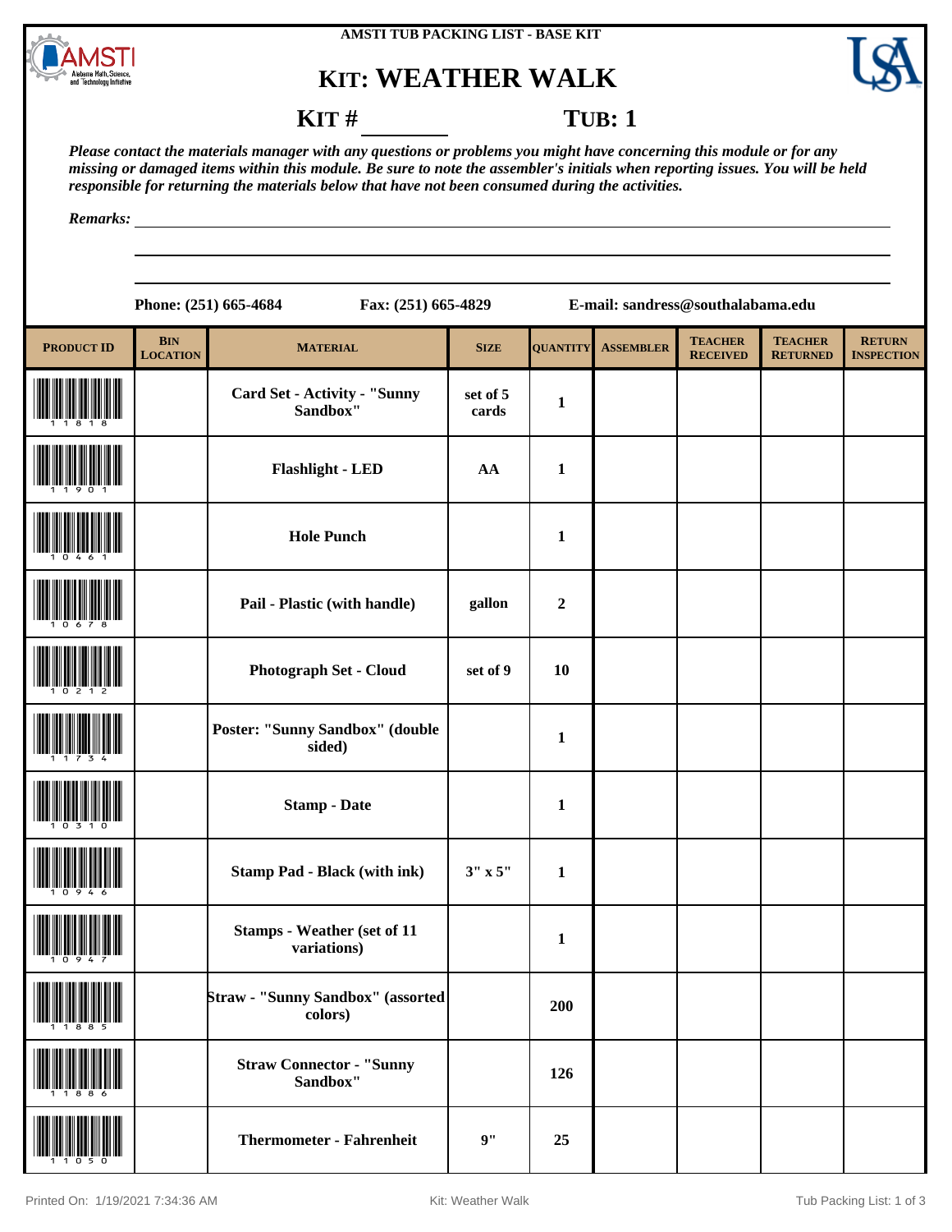AMSTI TUB PACKING LIST - BASE KIT

# KIT: WEATHER WALK

**KIT #** ________ **TUB: 1**

*Please contact the materials manager with any questions or problems you might have concerning this module or for any missing or damaged items within this module. Be sure to note the assembler's initials when reporting issues. You will be held responsible for returning the materials below that have not been consumed during the activities.*

*Remarks:* ____________________________________________

Phone: (251) 665-4684 Fax: (251) 665-4829 E-mail: sandress@southalabama.edu

| PRODUCT ID | BIN LOCATION | MATERIAL | SIZE | QUANTITY | ASSEMBLER | TEACHER RECEIVED | TEACHER RETURNED | RETURN INSPECTION |
|---|---|---|---|---|---|---|---|---|
| 11818 | | Card Set - Activity - "Sunny Sandbox" | set of 5 cards | 1 | | | | |
| 11901 | | Flashlight - LED | AA | 1 | | | | |
| 10461 | | Hole Punch | | 1 | | | | |
| 10678 | | Pail - Plastic (with handle) | gallon | 2 | | | | |
| 10212 | | Photograph Set - Cloud | set of 9 | 10 | | | | |
| 11734 | | Poster: "Sunny Sandbox" (double sided) | | 1 | | | | |
| 10310 | | Stamp - Date | | 1 | | | | |
| 10946 | | Stamp Pad - Black (with ink) | 3" x 5" | 1 | | | | |
| 10947 | | Stamps - Weather (set of 11 variations) | | 1 | | | | |
| 11885 | | Straw - "Sunny Sandbox" (assorted colors) | | 200 | | | | |
| 11886 | | Straw Connector - "Sunny Sandbox" | | 126 | | | | |
| 11050 | | Thermometer - Fahrenheit | 9" | 25 | | | | |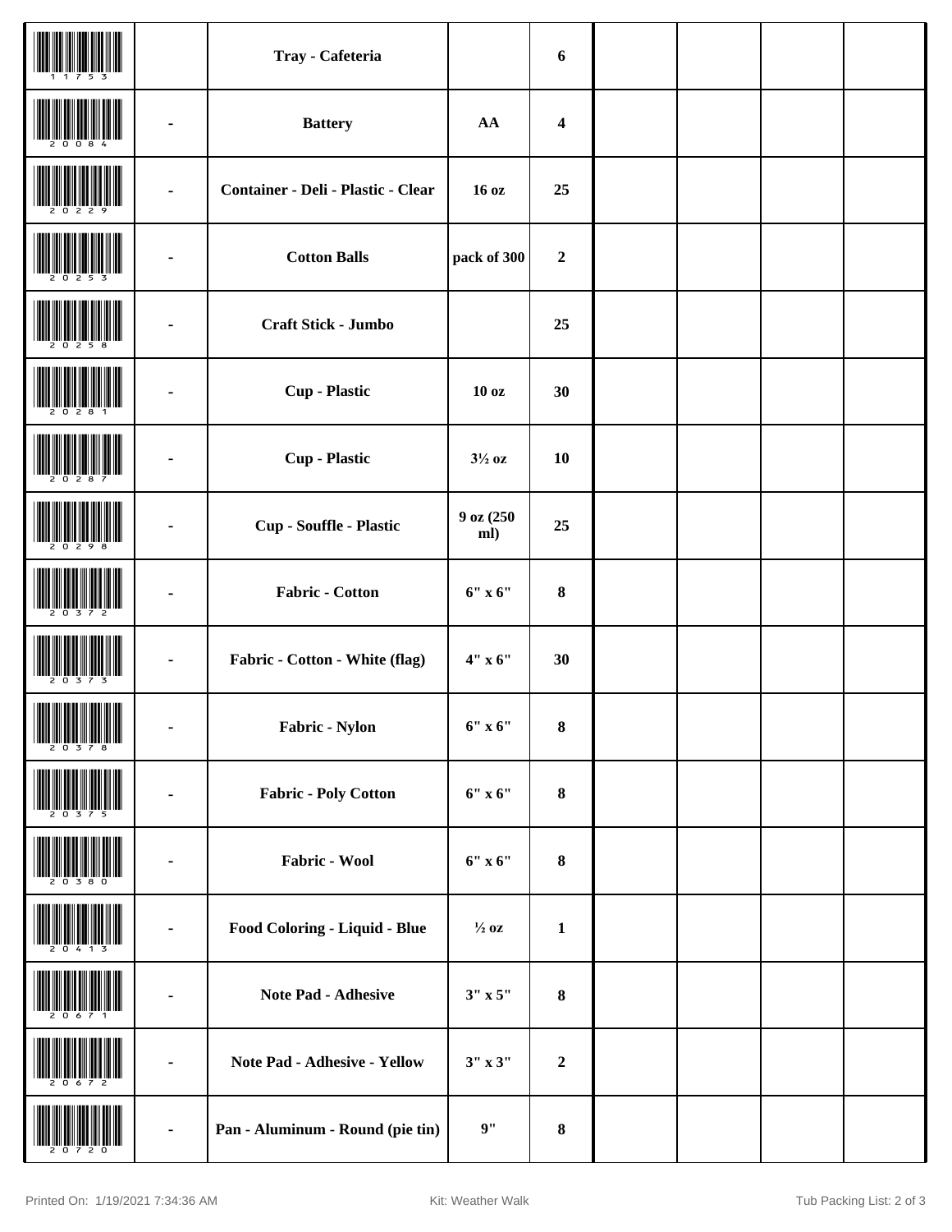| | | | | | | | | |
|---|---|---|---|---|---|---|---|---|
| 11753 | | Tray - Cafeteria | | 6 | | | | |
| 20084 | - | Battery | AA | 4 | | | | |
| 20229 | - | Container - Deli - Plastic - Clear | 16 oz | 25 | | | | |
| 20253 | - | Cotton Balls | pack of 300 | 2 | | | | |
| 20258 | - | Craft Stick - Jumbo | | 25 | | | | |
| 20281 | - | Cup - Plastic | 10 oz | 30 | | | | |
| 20287 | - | Cup - Plastic | 3½ oz | 10 | | | | |
| 20298 | - | Cup - Souffle - Plastic | 9 oz (250 ml) | 25 | | | | |
| 20372 | - | Fabric - Cotton | 6" x 6" | 8 | | | | |
| 20373 | - | Fabric - Cotton - White (flag) | 4" x 6" | 30 | | | | |
| 20378 | - | Fabric - Nylon | 6" x 6" | 8 | | | | |
| 20375 | - | Fabric - Poly Cotton | 6" x 6" | 8 | | | | |
| 20380 | - | Fabric - Wool | 6" x 6" | 8 | | | | |
| 20413 | - | Food Coloring - Liquid - Blue | ½ oz | 1 | | | | |
| 20671 | - | Note Pad - Adhesive | 3" x 5" | 8 | | | | |
| 20672 | - | Note Pad - Adhesive - Yellow | 3" x 3" | 2 | | | | |
| 20720 | - | Pan - Aluminum - Round (pie tin) | 9" | 8 | | | | |

Printed On: 1/19/2021 7:34:36 AM    Kit: Weather Walk    Tub Packing List: 2 of 3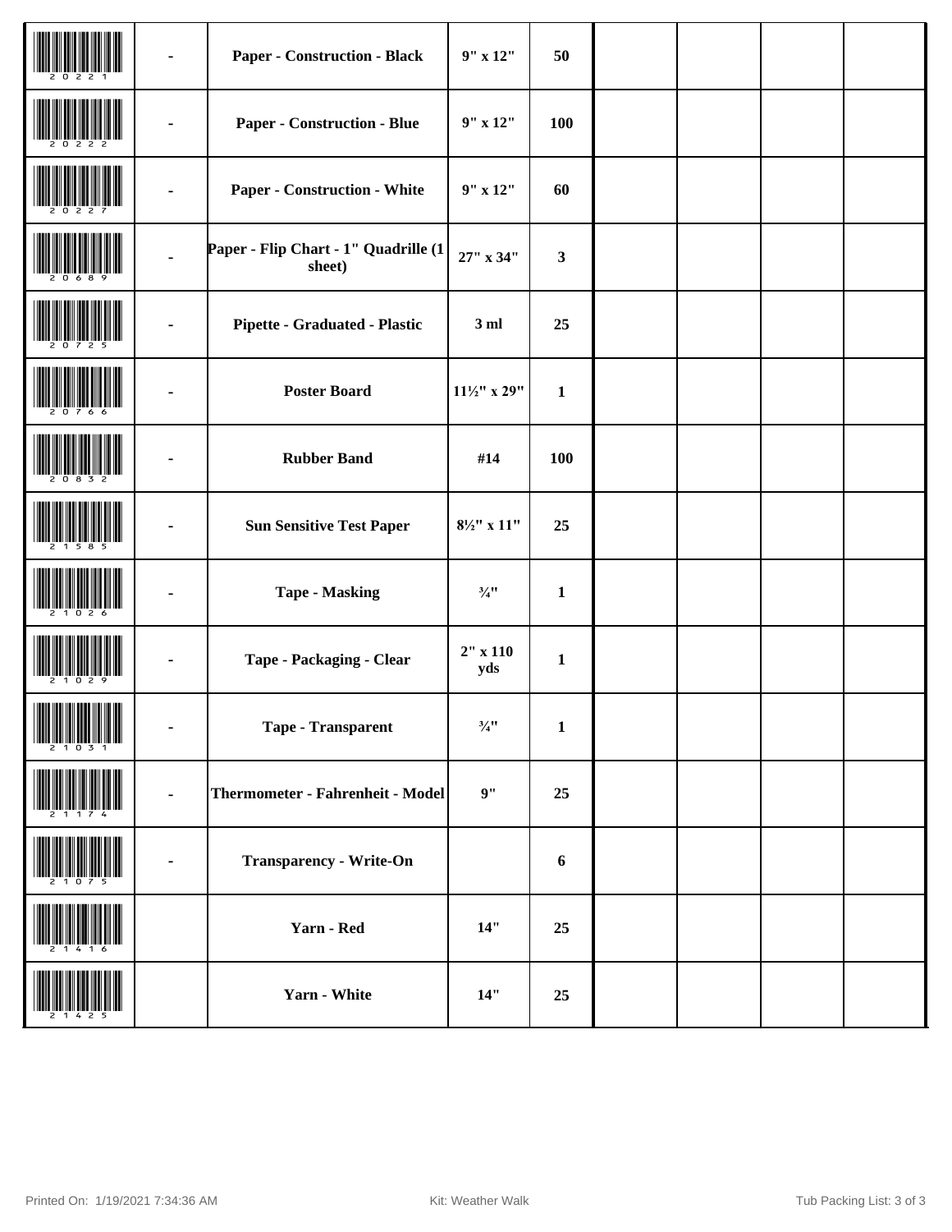| | | | | | | | | |
|---|---|---|---|---|---|---|---|---|
| 20221 | - | Paper - Construction - Black | 9" x 12" | 50 | | | | |
| 20222 | - | Paper - Construction - Blue | 9" x 12" | 100 | | | | |
| 20227 | - | Paper - Construction - White | 9" x 12" | 60 | | | | |
| 20689 | - | Paper - Flip Chart - 1" Quadrille (1 sheet) | 27" x 34" | 3 | | | | |
| 20725 | - | Pipette - Graduated - Plastic | 3 ml | 25 | | | | |
| 20766 | - | Poster Board | 11½" x 29" | 1 | | | | |
| 20832 | - | Rubber Band | #14 | 100 | | | | |
| 21585 | - | Sun Sensitive Test Paper | 8½" x 11" | 25 | | | | |
| 21026 | - | Tape - Masking | ¾" | 1 | | | | |
| 21029 | - | Tape - Packaging - Clear | 2" x 110 yds | 1 | | | | |
| 21031 | - | Tape - Transparent | ¾" | 1 | | | | |
| 21174 | - | Thermometer - Fahrenheit - Model | 9" | 25 | | | | |
| 21075 | - | Transparency - Write-On | | 6 | | | | |
| 21416 | | Yarn - Red | 14" | 25 | | | | |
| 21425 | | Yarn - White | 14" | 25 | | | | |

Printed On: 1/19/2021 7:34:36 AM    Kit: Weather Walk    Tub Packing List: 3 of 3